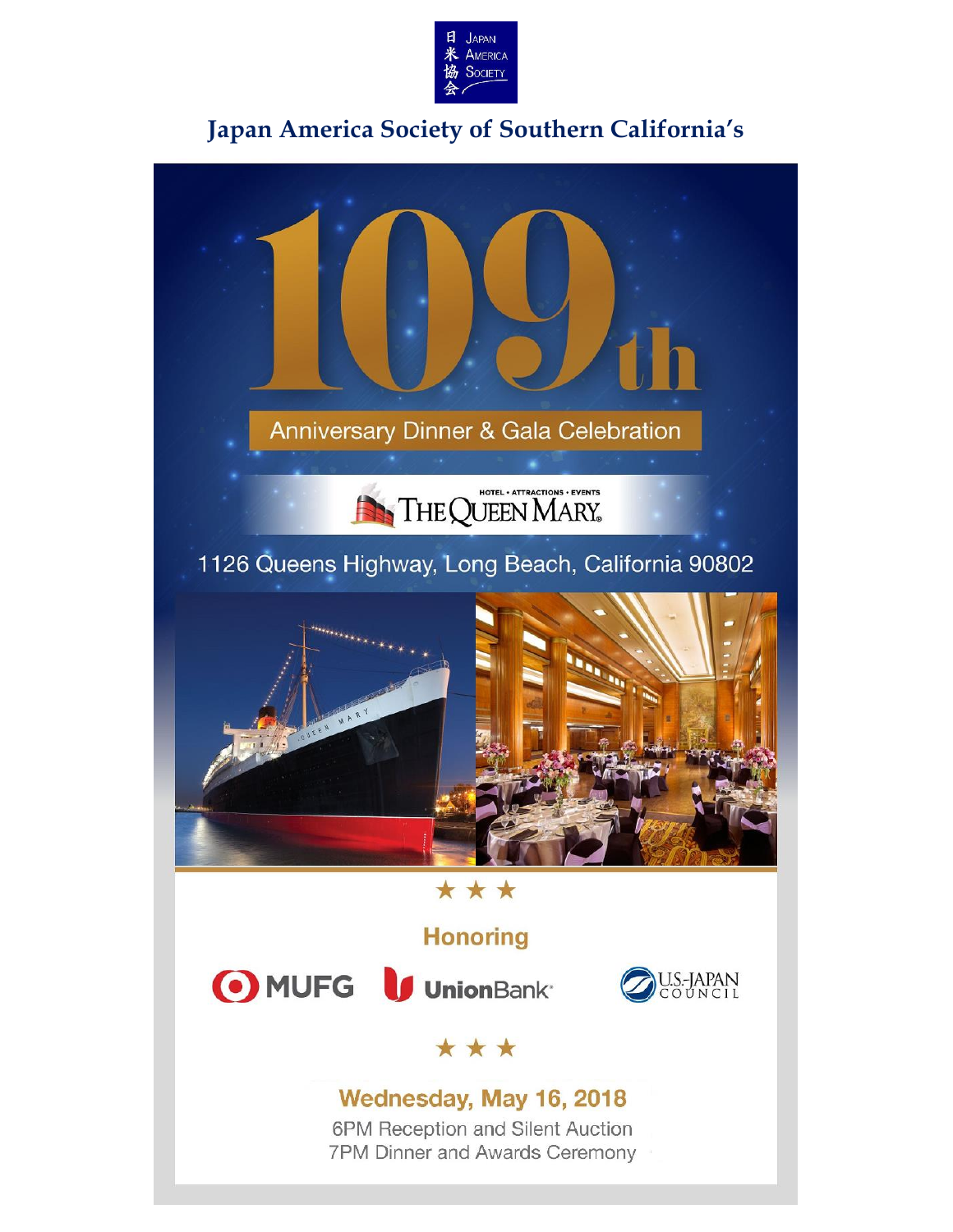日米協会 Japan America Society

# Japan America Society of Southern California's

# 109th

## Anniversary Dinner & Gala Celebration

HOTEL • ATTRACTIONS • EVENTS
THE QUEEN MARY

1126 Queens Highway, Long Beach, California 90802

★ ★ ★

**Honoring**

MUFG UnionBank

U.S.-JAPAN COUNCIL

★ ★ ★

**Wednesday, May 16, 2018**

6PM Reception and Silent Auction
7PM Dinner and Awards Ceremony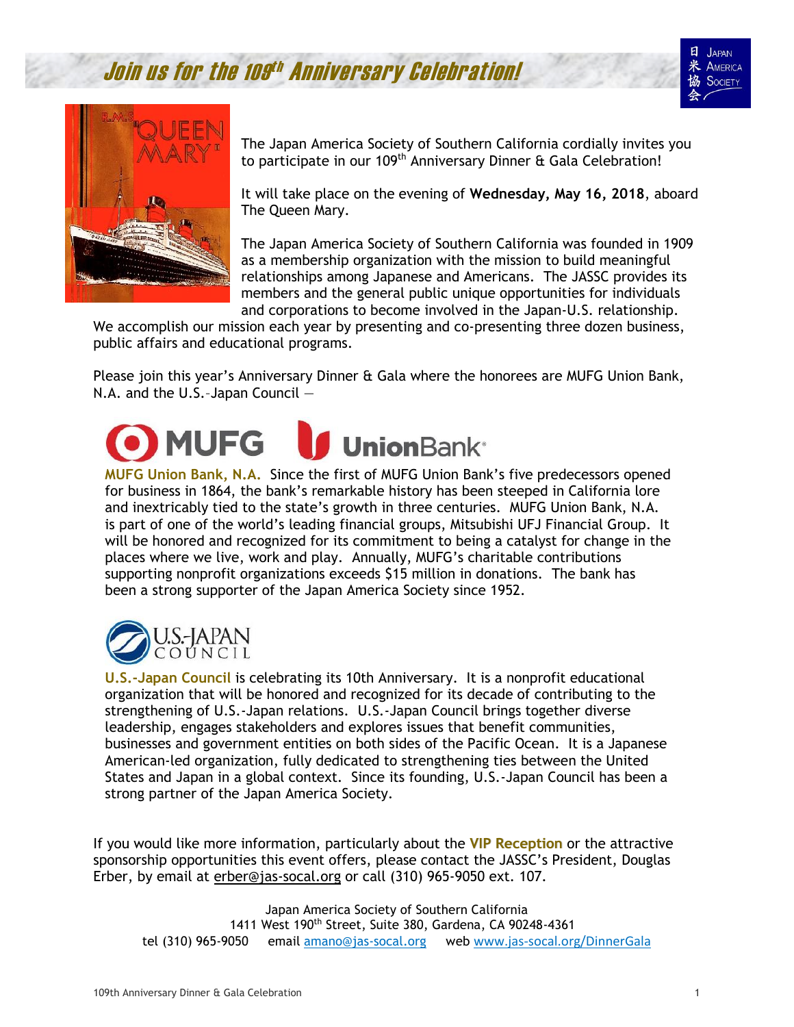# Join us for the 109th Anniversary Celebration!

The Japan America Society of Southern California cordially invites you to participate in our 109th Anniversary Dinner & Gala Celebration!

It will take place on the evening of **Wednesday, May 16, 2018**, aboard The Queen Mary.

The Japan America Society of Southern California was founded in 1909 as a membership organization with the mission to build meaningful relationships among Japanese and Americans. The JASSC provides its members and the general public unique opportunities for individuals and corporations to become involved in the Japan-U.S. relationship. We accomplish our mission each year by presenting and co-presenting three dozen business, public affairs and educational programs.

Please join this year's Anniversary Dinner & Gala where the honorees are MUFG Union Bank, N.A. and the U.S.-Japan Council —

**MUFG Union Bank, N.A.** Since the first of MUFG Union Bank's five predecessors opened for business in 1864, the bank's remarkable history has been steeped in California lore and inextricably tied to the state's growth in three centuries. MUFG Union Bank, N.A. is part of one of the world's leading financial groups, Mitsubishi UFJ Financial Group. It will be honored and recognized for its commitment to being a catalyst for change in the places where we live, work and play. Annually, MUFG's charitable contributions supporting nonprofit organizations exceeds $15 million in donations. The bank has been a strong supporter of the Japan America Society since 1952.

**U.S.-Japan Council** is celebrating its 10th Anniversary. It is a nonprofit educational organization that will be honored and recognized for its decade of contributing to the strengthening of U.S.-Japan relations. U.S.-Japan Council brings together diverse leadership, engages stakeholders and explores issues that benefit communities, businesses and government entities on both sides of the Pacific Ocean. It is a Japanese American-led organization, fully dedicated to strengthening ties between the United States and Japan in a global context. Since its founding, U.S.-Japan Council has been a strong partner of the Japan America Society.

If you would like more information, particularly about the **VIP Reception** or the attractive sponsorship opportunities this event offers, please contact the JASSC's President, Douglas Erber, by email at erber@jas-socal.org or call (310) 965-9050 ext. 107.

Japan America Society of Southern California
1411 West 190th Street, Suite 380, Gardena, CA 90248-4361
tel (310) 965-9050 email amano@jas-socal.org web www.jas-socal.org/DinnerGala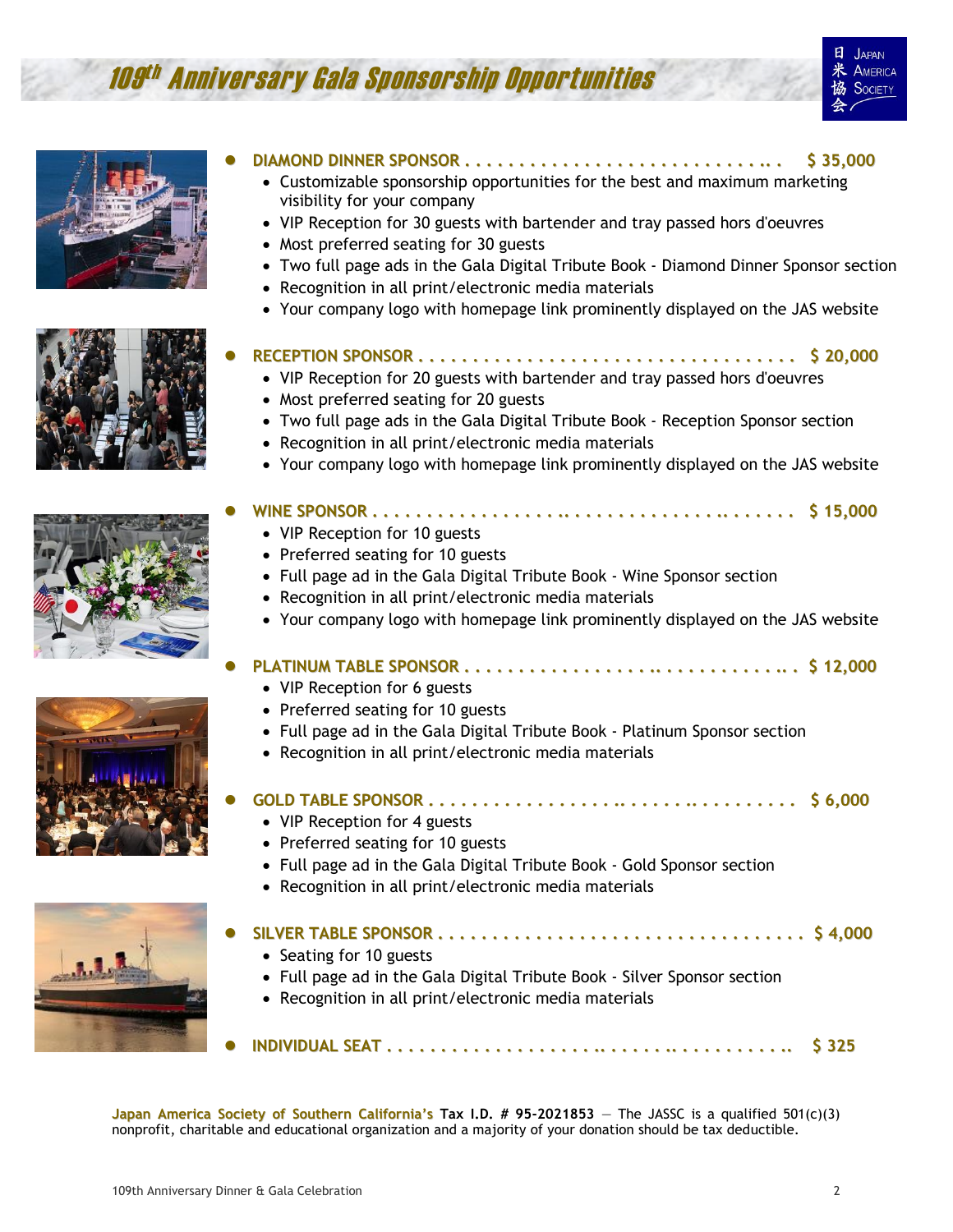# 109th Anniversary Gala Sponsorship Opportunities

- **DIAMOND DINNER SPONSOR . . . . . . . . . . . . . . . . . . . . . . . . . . . . . $ 35,000**
  - Customizable sponsorship opportunities for the best and maximum marketing visibility for your company
  - VIP Reception for 30 guests with bartender and tray passed hors d'oeuvres
  - Most preferred seating for 30 guests
  - Two full page ads in the Gala Digital Tribute Book - Diamond Dinner Sponsor section
  - Recognition in all print/electronic media materials
  - Your company logo with homepage link prominently displayed on the JAS website

- **RECEPTION SPONSOR . . . . . . . . . . . . . . . . . . . . . . . . . . . . . . . . . . $ 20,000**
  - VIP Reception for 20 guests with bartender and tray passed hors d'oeuvres
  - Most preferred seating for 20 guests
  - Two full page ads in the Gala Digital Tribute Book - Reception Sponsor section
  - Recognition in all print/electronic media materials
  - Your company logo with homepage link prominently displayed on the JAS website

- **WINE SPONSOR . . . . . . . . . . . . . . . . . . . . . . . . . . . . . . . . . . . . . . $ 15,000**
  - VIP Reception for 10 guests
  - Preferred seating for 10 guests
  - Full page ad in the Gala Digital Tribute Book - Wine Sponsor section
  - Recognition in all print/electronic media materials
  - Your company logo with homepage link prominently displayed on the JAS website

- **PLATINUM TABLE SPONSOR . . . . . . . . . . . . . . . . . . . . . . . . . . . . . . $ 12,000**
  - VIP Reception for 6 guests
  - Preferred seating for 10 guests
  - Full page ad in the Gala Digital Tribute Book - Platinum Sponsor section
  - Recognition in all print/electronic media materials

- **GOLD TABLE SPONSOR . . . . . . . . . . . . . . . . . . . . . . . . . . . . . . . . . $ 6,000**
  - VIP Reception for 4 guests
  - Preferred seating for 10 guests
  - Full page ad in the Gala Digital Tribute Book - Gold Sponsor section
  - Recognition in all print/electronic media materials

- **SILVER TABLE SPONSOR . . . . . . . . . . . . . . . . . . . . . . . . . . . . . . . . $ 4,000**
  - Seating for 10 guests
  - Full page ad in the Gala Digital Tribute Book - Silver Sponsor section
  - Recognition in all print/electronic media materials

- **INDIVIDUAL SEAT . . . . . . . . . . . . . . . . . . . . . . . . . . . . . . . . . . . . $ 325**

**Japan America Society of Southern California's Tax I.D. # 95-2021853** — The JASSC is a qualified 501(c)(3) nonprofit, charitable and educational organization and a majority of your donation should be tax deductible.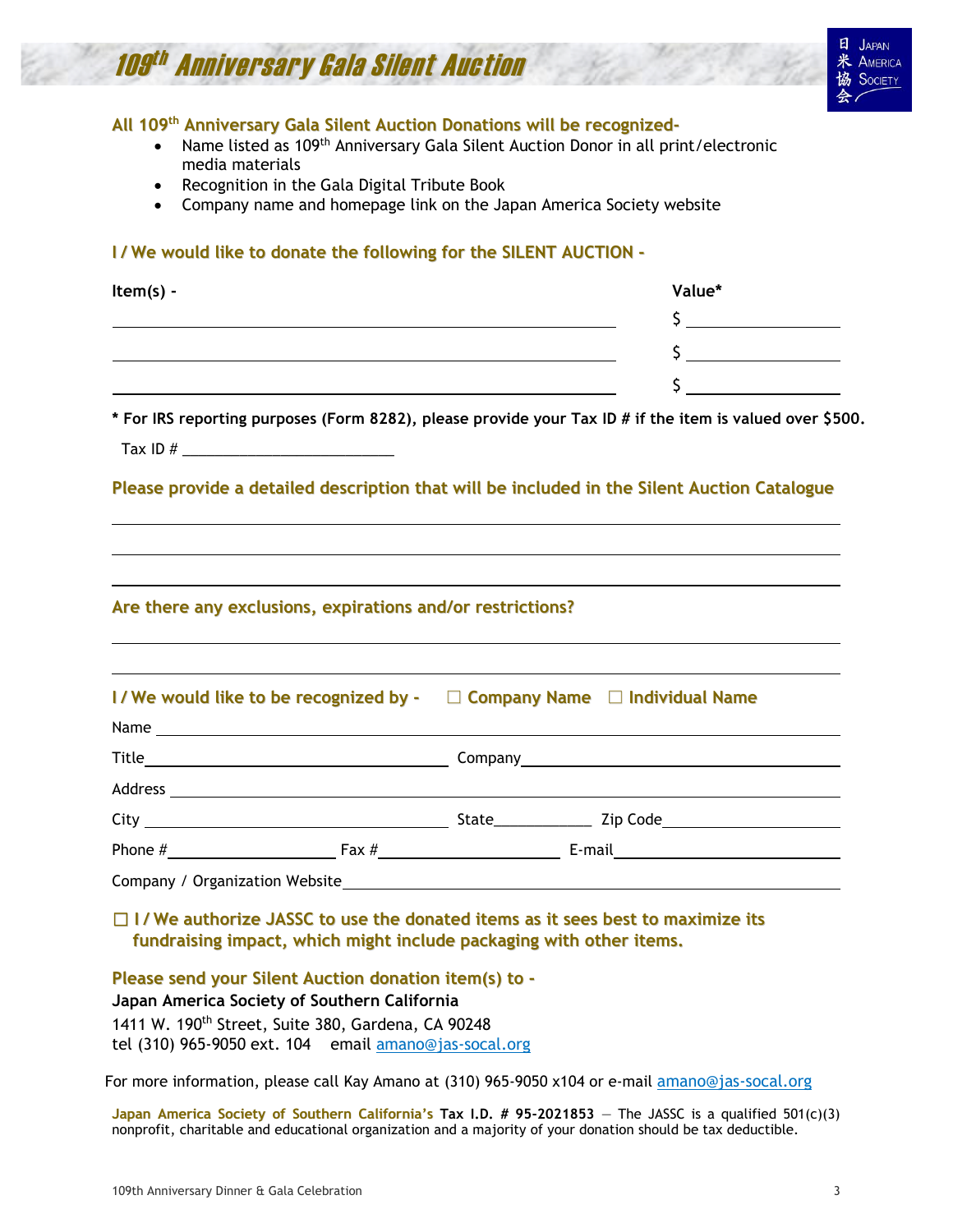# 109th Anniversary Gala Silent Auction

日米協会 Japan America Society

## All 109th Anniversary Gala Silent Auction Donations will be recognized-

- Name listed as 109th Anniversary Gala Silent Auction Donor in all print/electronic media materials
- Recognition in the Gala Digital Tribute Book
- Company name and homepage link on the Japan America Society website

## I / We would like to donate the following for the SILENT AUCTION -

| Item(s) - | Value* |
|---|---|
| | $ |
| | $ |
| | $ |

**\* For IRS reporting purposes (Form 8282), please provide your Tax ID # if the item is valued over $500.**

Tax ID # ___________________________

## Please provide a detailed description that will be included in the Silent Auction Catalogue

___________________________

___________________________

___________________________

## Are there any exclusions, expirations and/or restrictions?

___________________________

___________________________

## I / We would like to be recognized by - ☐ Company Name ☐ Individual Name

Name ___________________________

Title ___________________________ Company ___________________________

Address ___________________________

City ___________________________ State ___________ Zip Code ___________________________

Phone # ___________________ Fax # ___________________ E-mail ___________________________

Company / Organization Website ___________________________

**☐ I / We authorize JASSC to use the donated items as it sees best to maximize its fundraising impact, which might include packaging with other items.**

## Please send your Silent Auction donation item(s) to -

**Japan America Society of Southern California**

1411 W. 190th Street, Suite 380, Gardena, CA 90248

tel (310) 965-9050 ext. 104 email amano@jas-socal.org

For more information, please call Kay Amano at (310) 965-9050 x104 or e-mail amano@jas-socal.org

**Japan America Society of Southern California's Tax I.D. # 95-2021853** — The JASSC is a qualified 501(c)(3) nonprofit, charitable and educational organization and a majority of your donation should be tax deductible.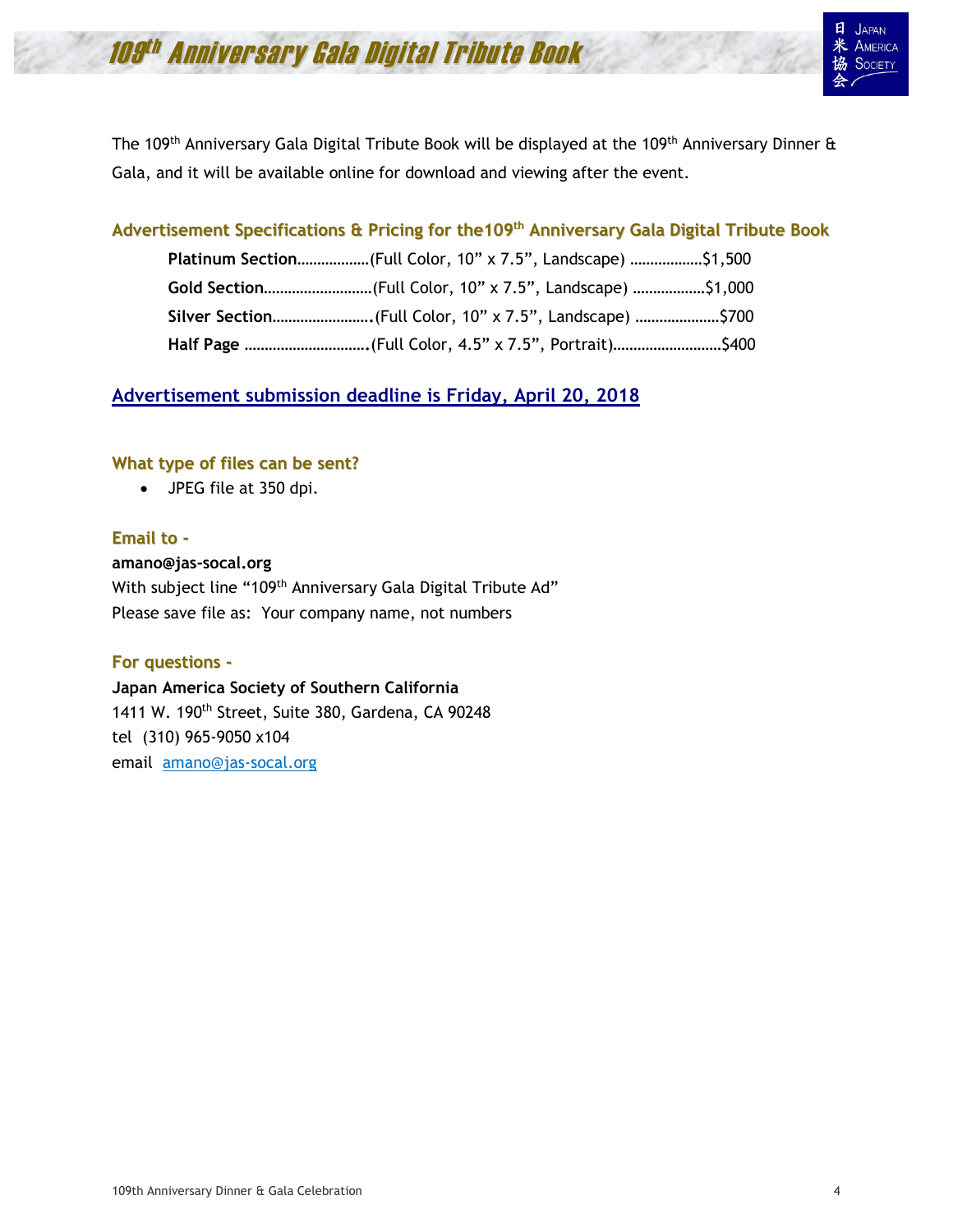# 109th Anniversary Gala Digital Tribute Book

The 109th Anniversary Gala Digital Tribute Book will be displayed at the 109th Anniversary Dinner & Gala, and it will be available online for download and viewing after the event.

## Advertisement Specifications & Pricing for the109th Anniversary Gala Digital Tribute Book

**Platinum Section**………………(Full Color, 10" x 7.5", Landscape) ………………$1,500

**Gold Section**………………………(Full Color, 10" x 7.5", Landscape) ………………$1,000

**Silver Section**…………………….(Full Color, 10" x 7.5", Landscape) …………………$700

**Half Page** ………………………….(Full Color, 4.5" x 7.5", Portrait)………………………$400

## Advertisement submission deadline is Friday, April 20, 2018

### What type of files can be sent?

- JPEG file at 350 dpi.

### Email to -

**amano@jas-socal.org**
With subject line "109th Anniversary Gala Digital Tribute Ad"
Please save file as: Your company name, not numbers

### For questions -

**Japan America Society of Southern California**
1411 W. 190th Street, Suite 380, Gardena, CA 90248
tel (310) 965-9050 x104
email amano@jas-socal.org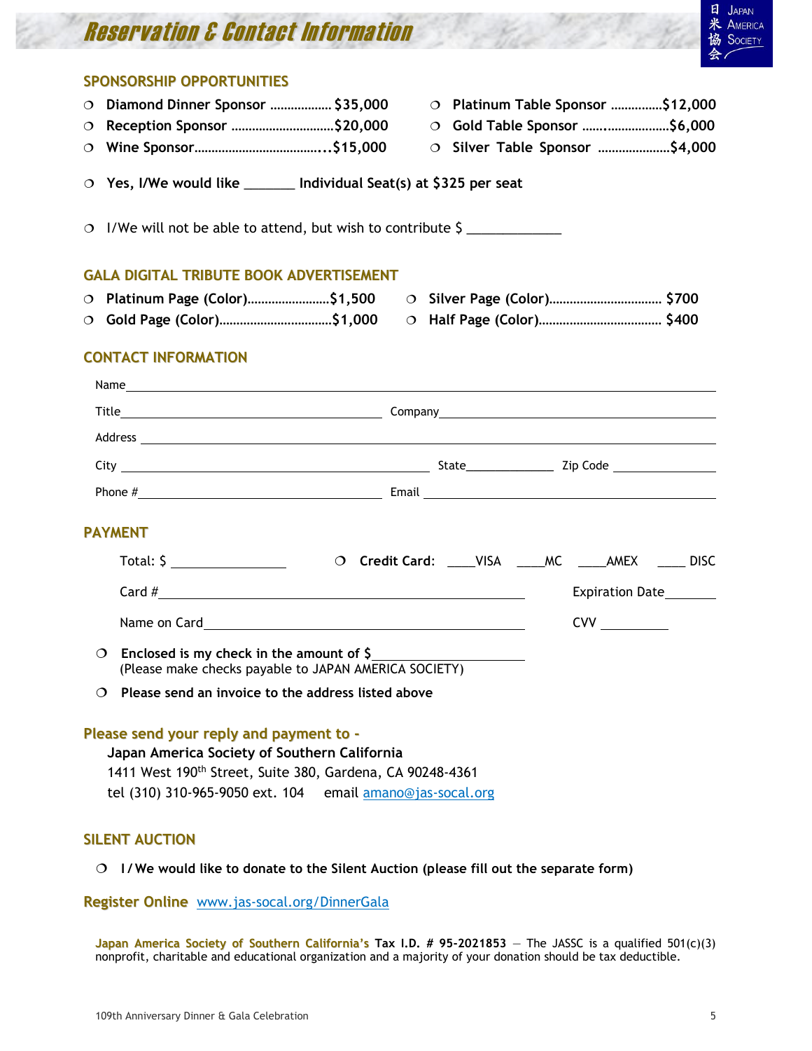# Reservation & Contact Information

## SPONSORSHIP OPPORTUNITIES

- ❍ Diamond Dinner Sponsor .................. $35,000
- ❍ Reception Sponsor .............................. $20,000
- ❍ Wine Sponsor....................................... $15,000
- ❍ Platinum Table Sponsor ...............$12,000
- ❍ Gold Table Sponsor .......................$6,000
- ❍ Silver Table Sponsor .....................$4,000

❍ **Yes, I/We would like _______ Individual Seat(s) at $325 per seat**

❍ I/We will not be able to attend, but wish to contribute $ _____________

## GALA DIGITAL TRIBUTE BOOK ADVERTISEMENT

- ❍ Platinum Page (Color)........................$1,500
- ❍ Gold Page (Color).................................$1,000
- ❍ Silver Page (Color)................................. $700
- ❍ Half Page (Color).................................... $400

## CONTACT INFORMATION

Name ____________________________________________

Title ____________________ Company ____________________

Address ____________________________________________

City ____________________ State __________ Zip Code __________

Phone # ____________________ Email ____________________

## PAYMENT

Total: $ ______________ ❍ **Credit Card:** ____VISA ____MC ____AMEX ____ DISC

Card # ____________________________ Expiration Date ________

Name on Card ______________________ CVV __________

❍ **Enclosed is my check in the amount of $** __________________
(Please make checks payable to JAPAN AMERICA SOCIETY)

❍ **Please send an invoice to the address listed above**

**Please send your reply and payment to -**

**Japan America Society of Southern California**
1411 West 190th Street, Suite 380, Gardena, CA 90248-4361
tel (310) 310-965-9050 ext. 104 email amano@jas-socal.org

## SILENT AUCTION

❍ **I/We would like to donate to the Silent Auction (please fill out the separate form)**

**Register Online** www.jas-socal.org/DinnerGala

**Japan America Society of Southern California's Tax I.D. # 95-2021853** — The JASSC is a qualified 501(c)(3) nonprofit, charitable and educational organization and a majority of your donation should be tax deductible.